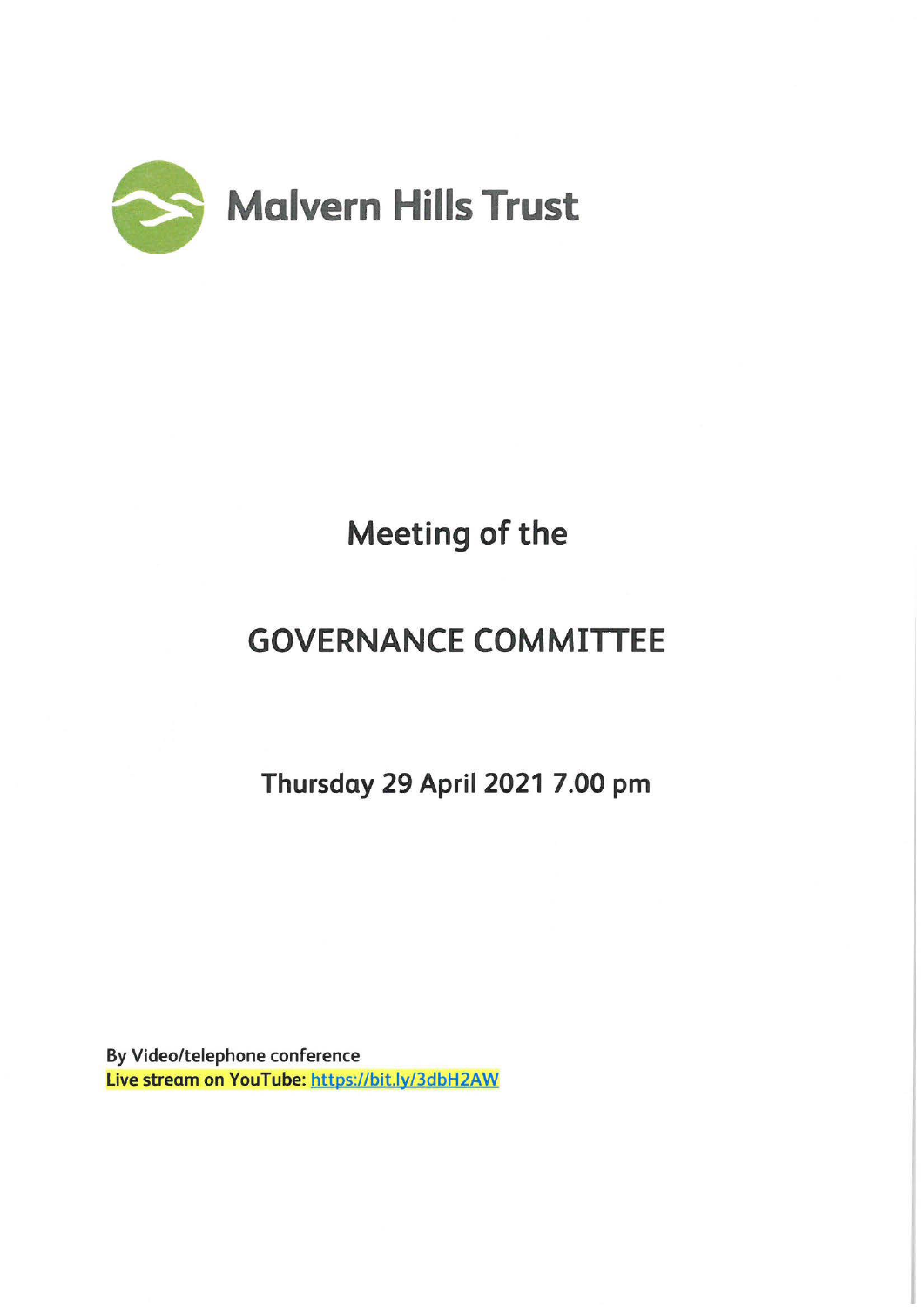# Malvern Hills Trust

## Meeting of the

# GOVERNANCE COMMITTEE

## Thursday 29 April 2021 7.00 pm

**By Video/telephone conference**
**Live stream on YouTube:** https://bit.ly/3dbH2AW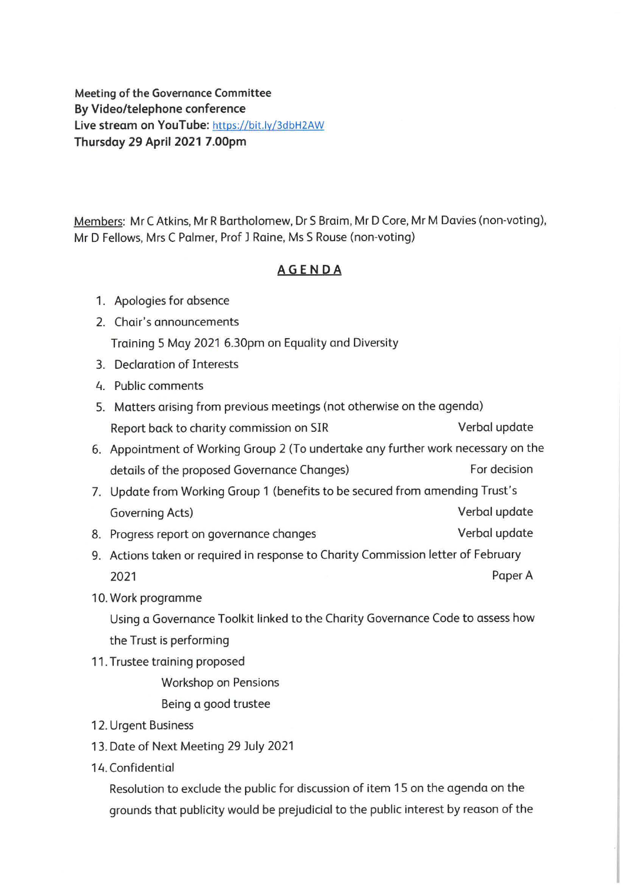**Meeting of the Governance Committee**
**By Video/telephone conference**
**Live stream on YouTube:** https://bit.ly/3dbH2AW
**Thursday 29 April 2021 7.00pm**

Members: Mr C Atkins, Mr R Bartholomew, Dr S Braim, Mr D Core, Mr M Davies (non-voting), Mr D Fellows, Mrs C Palmer, Prof J Raine, Ms S Rouse (non-voting)

## AGENDA

1. Apologies for absence
2. Chair's announcements
   Training 5 May 2021 6.30pm on Equality and Diversity
3. Declaration of Interests
4. Public comments
5. Matters arising from previous meetings (not otherwise on the agenda)
   Report back to charity commission on SIR — Verbal update
6. Appointment of Working Group 2 (To undertake any further work necessary on the details of the proposed Governance Changes) — For decision
7. Update from Working Group 1 (benefits to be secured from amending Trust's Governing Acts) — Verbal update
8. Progress report on governance changes — Verbal update
9. Actions taken or required in response to Charity Commission letter of February 2021 — Paper A
10. Work programme
    Using a Governance Toolkit linked to the Charity Governance Code to assess how the Trust is performing
11. Trustee training proposed
    - Workshop on Pensions
    - Being a good trustee
12. Urgent Business
13. Date of Next Meeting 29 July 2021
14. Confidential
    Resolution to exclude the public for discussion of item 15 on the agenda on the grounds that publicity would be prejudicial to the public interest by reason of the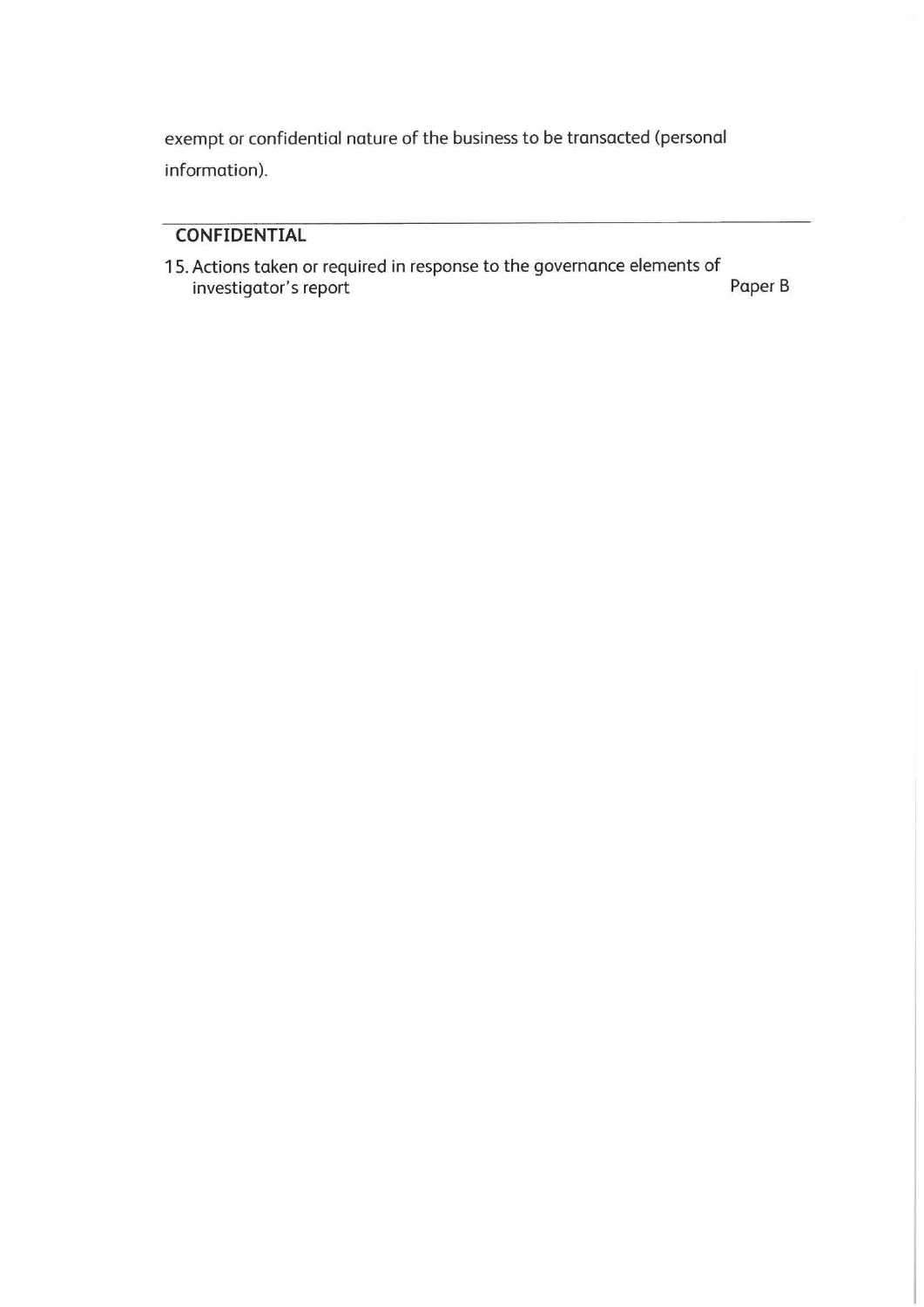exempt or confidential nature of the business to be transacted (personal information).

---

**CONFIDENTIAL**

15. Actions taken or required in response to the governance elements of investigator's report — Paper B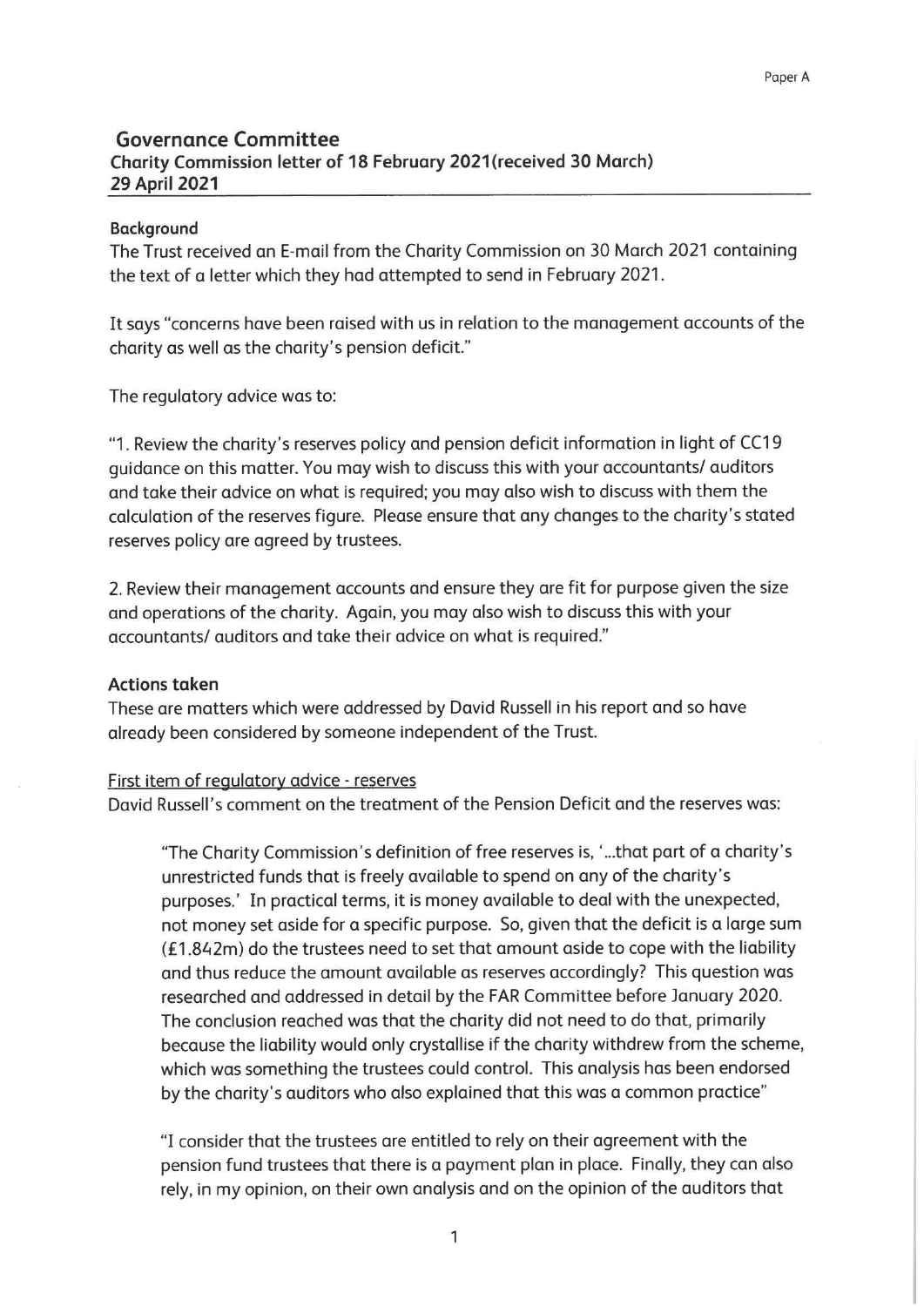Paper A

## Governance Committee

### Charity Commission letter of 18 February 2021(received 30 March) 29 April 2021

**Background**

The Trust received an E-mail from the Charity Commission on 30 March 2021 containing the text of a letter which they had attempted to send in February 2021.

It says "concerns have been raised with us in relation to the management accounts of the charity as well as the charity's pension deficit."

The regulatory advice was to:

"1. Review the charity's reserves policy and pension deficit information in light of CC19 guidance on this matter. You may wish to discuss this with your accountants/ auditors and take their advice on what is required; you may also wish to discuss with them the calculation of the reserves figure. Please ensure that any changes to the charity's stated reserves policy are agreed by trustees.

2. Review their management accounts and ensure they are fit for purpose given the size and operations of the charity. Again, you may also wish to discuss this with your accountants/ auditors and take their advice on what is required."

**Actions taken**

These are matters which were addressed by David Russell in his report and so have already been considered by someone independent of the Trust.

First item of regulatory advice - reserves

David Russell's comment on the treatment of the Pension Deficit and the reserves was:

> "The Charity Commission's definition of free reserves is, '...that part of a charity's unrestricted funds that is freely available to spend on any of the charity's purposes.' In practical terms, it is money available to deal with the unexpected, not money set aside for a specific purpose. So, given that the deficit is a large sum (£1.842m) do the trustees need to set that amount aside to cope with the liability and thus reduce the amount available as reserves accordingly? This question was researched and addressed in detail by the FAR Committee before January 2020. The conclusion reached was that the charity did not need to do that, primarily because the liability would only crystallise if the charity withdrew from the scheme, which was something the trustees could control. This analysis has been endorsed by the charity's auditors who also explained that this was a common practice"
>
> "I consider that the trustees are entitled to rely on their agreement with the pension fund trustees that there is a payment plan in place. Finally, they can also rely, in my opinion, on their own analysis and on the opinion of the auditors that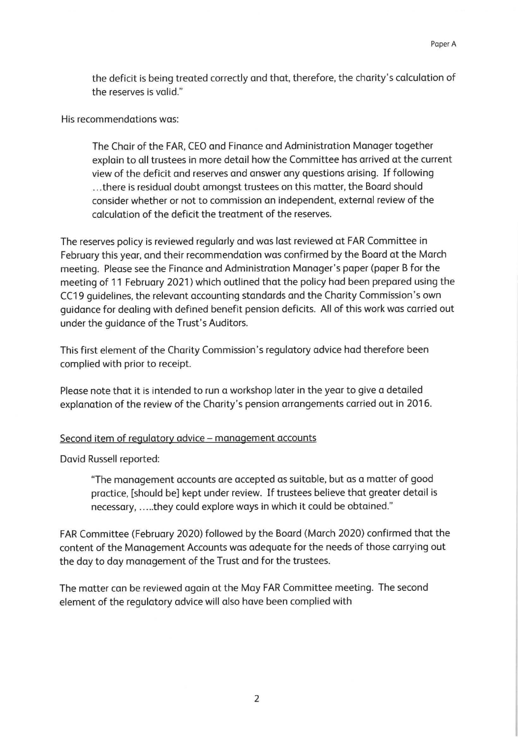the deficit is being treated correctly and that, therefore, the charity's calculation of the reserves is valid."

His recommendations was:

> The Chair of the FAR, CEO and Finance and Administration Manager together explain to all trustees in more detail how the Committee has arrived at the current view of the deficit and reserves and answer any questions arising. If following ...there is residual doubt amongst trustees on this matter, the Board should consider whether or not to commission an independent, external review of the calculation of the deficit the treatment of the reserves.

The reserves policy is reviewed regularly and was last reviewed at FAR Committee in February this year, and their recommendation was confirmed by the Board at the March meeting. Please see the Finance and Administration Manager's paper (paper B for the meeting of 11 February 2021) which outlined that the policy had been prepared using the CC19 guidelines, the relevant accounting standards and the Charity Commission's own guidance for dealing with defined benefit pension deficits. All of this work was carried out under the guidance of the Trust's Auditors.

This first element of the Charity Commission's regulatory advice had therefore been complied with prior to receipt.

Please note that it is intended to run a workshop later in the year to give a detailed explanation of the review of the Charity's pension arrangements carried out in 2016.

<u>Second item of regulatory advice – management accounts</u>

David Russell reported:

> "The management accounts are accepted as suitable, but as a matter of good practice, [should be] kept under review. If trustees believe that greater detail is necessary, .....they could explore ways in which it could be obtained."

FAR Committee (February 2020) followed by the Board (March 2020) confirmed that the content of the Management Accounts was adequate for the needs of those carrying out the day to day management of the Trust and for the trustees.

The matter can be reviewed again at the May FAR Committee meeting. The second element of the regulatory advice will also have been complied with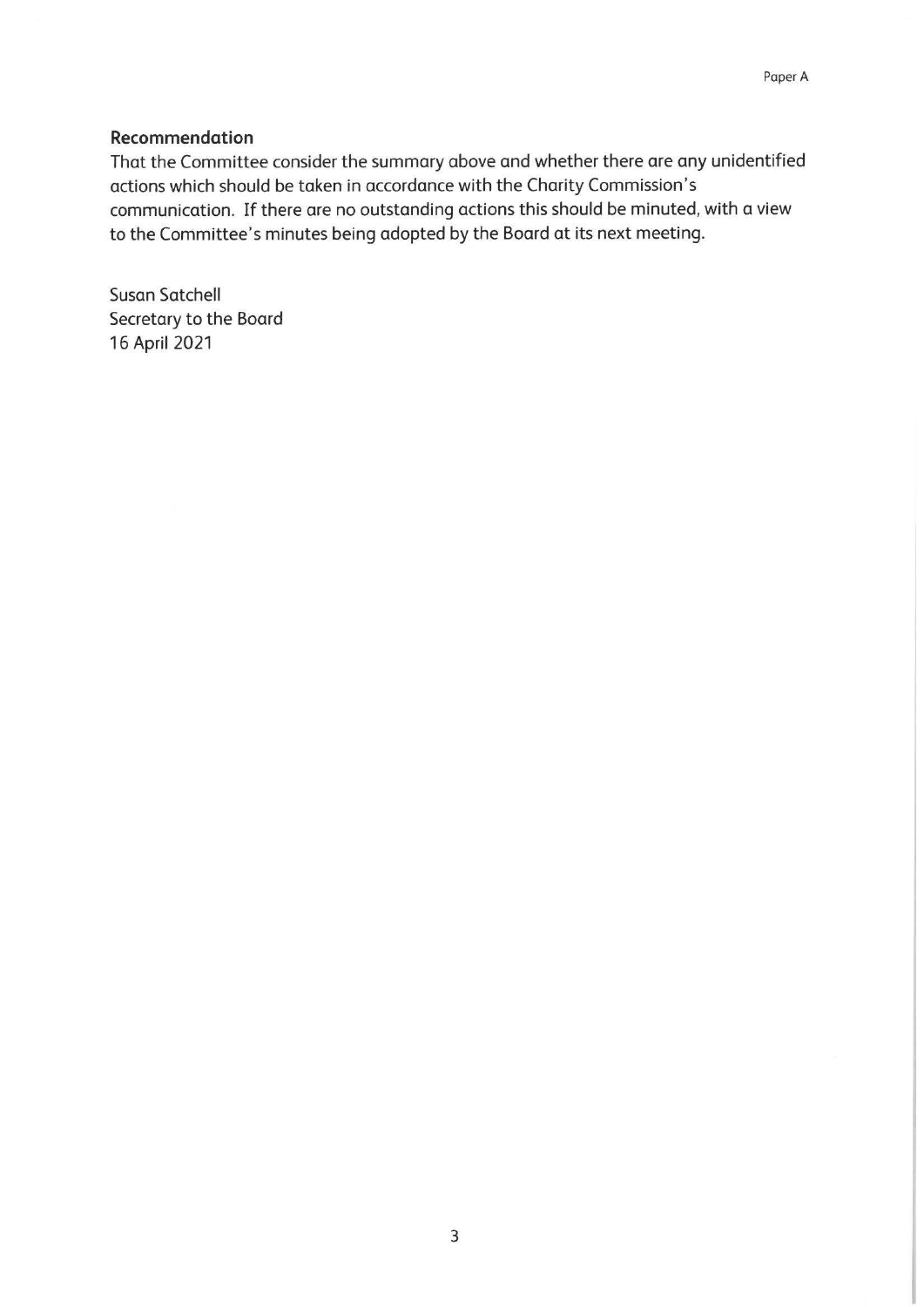### Recommendation

That the Committee consider the summary above and whether there are any unidentified actions which should be taken in accordance with the Charity Commission's communication. If there are no outstanding actions this should be minuted, with a view to the Committee's minutes being adopted by the Board at its next meeting.

Susan Satchell
Secretary to the Board
16 April 2021